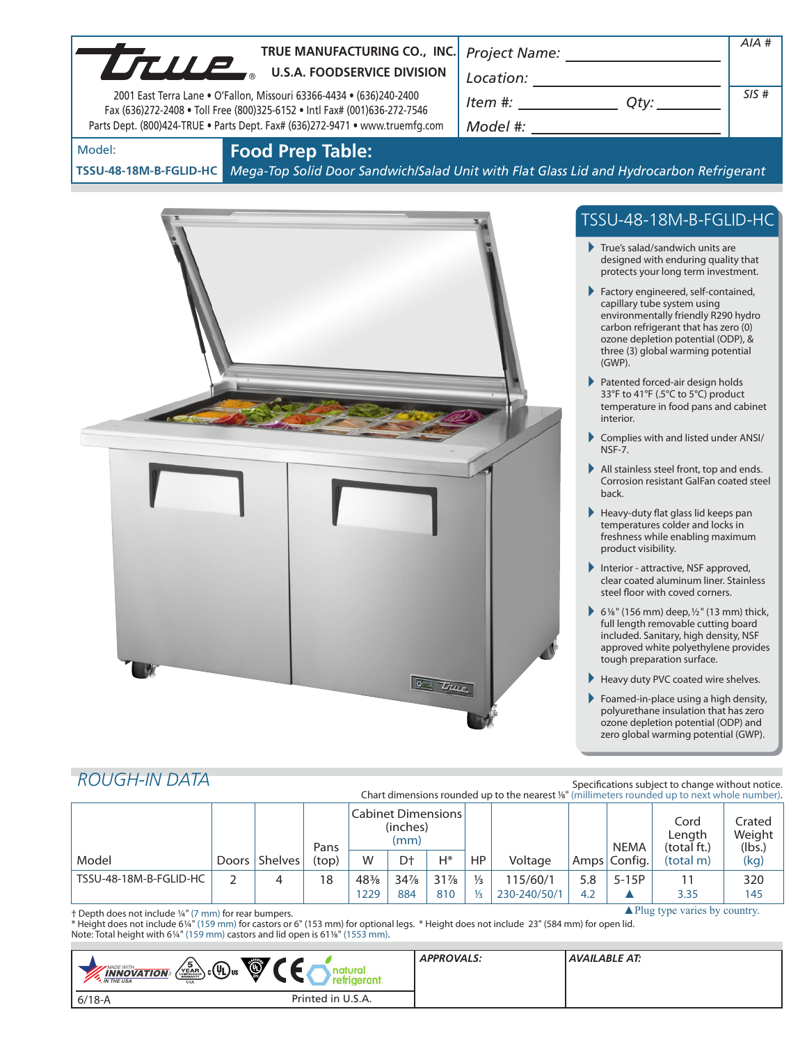**TRUE MANUFACTURING CO., INC.**
**U.S.A. FOODSERVICE DIVISION**

2001 East Terra Lane • O'Fallon, Missouri 63366-4434 • (636)240-2400
Fax (636)272-2408 • Toll Free (800)325-6152 • Intl Fax# (001)636-272-7546
Parts Dept. (800)424-TRUE • Parts Dept. Fax# (636)272-9471 • www.truemfg.com

| Project Name: | AIA # |
|---|---|
| Location: | |
| Item #: Qty: | SIS # |
| Model #: | |

Model: **TSSU-48-18M-B-FGLID-HC**

# Food Prep Table:

*Mega-Top Solid Door Sandwich/Salad Unit with Flat Glass Lid and Hydrocarbon Refrigerant*

## TSSU-48-18M-B-FGLID-HC

- True's salad/sandwich units are designed with enduring quality that protects your long term investment.
- Factory engineered, self-contained, capillary tube system using environmentally friendly R290 hydro carbon refrigerant that has zero (0) ozone depletion potential (ODP), & three (3) global warming potential (GWP).
- Patented forced-air design holds 33°F to 41°F (.5°C to 5°C) product temperature in food pans and cabinet interior.
- Complies with and listed under ANSI/NSF-7.
- All stainless steel front, top and ends. Corrosion resistant GalFan coated steel back.
- Heavy-duty flat glass lid keeps pan temperatures colder and locks in freshness while enabling maximum product visibility.
- Interior - attractive, NSF approved, clear coated aluminum liner. Stainless steel floor with coved corners.
- 6⅛" (156 mm) deep, ½" (13 mm) thick, full length removable cutting board included. Sanitary, high density, NSF approved white polyethylene provides tough preparation surface.
- Heavy duty PVC coated wire shelves.
- Foamed-in-place using a high density, polyurethane insulation that has zero ozone depletion potential (ODP) and zero global warming potential (GWP).

## ROUGH-IN DATA

Specifications subject to change without notice.
Chart dimensions rounded up to the nearest ⅛" (millimeters rounded up to next whole number).

| Model | Doors | Shelves | Pans (top) | Cabinet Dimensions (inches) (mm) W | D† | H* | HP | Voltage | Amps | NEMA Config. | Cord Length (total ft.) (total m) | Crated Weight (lbs.) (kg) |
|---|---|---|---|---|---|---|---|---|---|---|---|---|
| TSSU-48-18M-B-FGLID-HC | 2 | 4 | 18 | 48⅜ / 1229 | 34⅞ / 884 | 31⅞ / 810 | ⅓ / ⅓ | 115/60/1 / 230-240/50/1 | 5.8 / 4.2 | 5-15P / ▲ | 11 / 3.35 | 320 / 145 |

▲Plug type varies by country.

† Depth does not include ¼" (7 mm) for rear bumpers.
\* Height does not include 6¼" (159 mm) for castors or 6" (153 mm) for optional legs. * Height does not include 23" (584 mm) for open lid.
Note: Total height with 6¼" (159 mm) castors and lid open is 61⅛" (1553 mm).

| | APPROVALS: | AVAILABLE AT: |
|---|---|---|
| 6/18-A Printed in U.S.A. | | |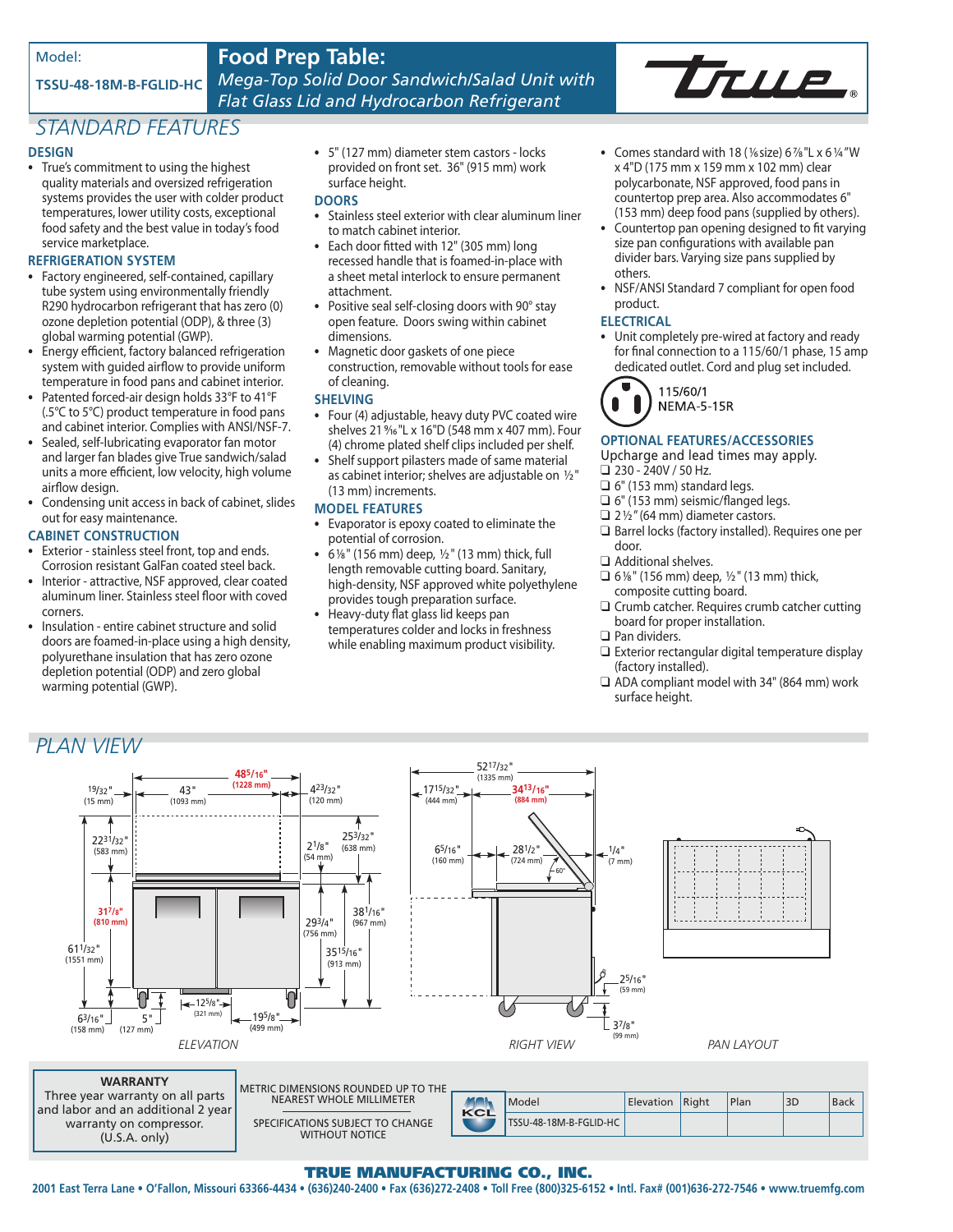Model:

TSSU-48-18M-B-FGLID-HC

# Food Prep Table:

*Mega-Top Solid Door Sandwich/Salad Unit with Flat Glass Lid and Hydrocarbon Refrigerant*

## STANDARD FEATURES

### DESIGN

- True's commitment to using the highest quality materials and oversized refrigeration systems provides the user with colder product temperatures, lower utility costs, exceptional food safety and the best value in today's food service marketplace.

### REFRIGERATION SYSTEM

- Factory engineered, self-contained, capillary tube system using environmentally friendly R290 hydrocarbon refrigerant that has zero (0) ozone depletion potential (ODP), & three (3) global warming potential (GWP).
- Energy efficient, factory balanced refrigeration system with guided airflow to provide uniform temperature in food pans and cabinet interior.
- Patented forced-air design holds 33°F to 41°F (.5°C to 5°C) product temperature in food pans and cabinet interior. Complies with ANSI/NSF-7.
- Sealed, self-lubricating evaporator fan motor and larger fan blades give True sandwich/salad units a more efficient, low velocity, high volume airflow design.
- Condensing unit access in back of cabinet, slides out for easy maintenance.

### CABINET CONSTRUCTION

- Exterior - stainless steel front, top and ends. Corrosion resistant GalFan coated steel back.
- Interior - attractive, NSF approved, clear coated aluminum liner. Stainless steel floor with coved corners.
- Insulation - entire cabinet structure and solid doors are foamed-in-place using a high density, polyurethane insulation that has zero ozone depletion potential (ODP) and zero global warming potential (GWP).
- 5" (127 mm) diameter stem castors - locks provided on front set. 36" (915 mm) work surface height.

### DOORS

- Stainless steel exterior with clear aluminum liner to match cabinet interior.
- Each door fitted with 12" (305 mm) long recessed handle that is foamed-in-place with a sheet metal interlock to ensure permanent attachment.
- Positive seal self-closing doors with 90° stay open feature. Doors swing within cabinet dimensions.
- Magnetic door gaskets of one piece construction, removable without tools for ease of cleaning.

### SHELVING

- Four (4) adjustable, heavy duty PVC coated wire shelves 21 $^{9}/_{16}$"L x 16"D (548 mm x 407 mm). Four (4) chrome plated shelf clips included per shelf.
- Shelf support pilasters made of same material as cabinet interior; shelves are adjustable on ½" (13 mm) increments.

### MODEL FEATURES

- Evaporator is epoxy coated to eliminate the potential of corrosion.
- 6⅛" (156 mm) deep, ½" (13 mm) thick, full length removable cutting board. Sanitary, high-density, NSF approved white polyethylene provides tough preparation surface.
- Heavy-duty flat glass lid keeps pan temperatures colder and locks in freshness while enabling maximum product visibility.
- Comes standard with 18 (⅙ size) 6⅞"L x 6¼"W x 4"D (175 mm x 159 mm x 102 mm) clear polycarbonate, NSF approved, food pans in countertop prep area. Also accommodates 6" (153 mm) deep food pans (supplied by others).
- Countertop pan opening designed to fit varying size pan configurations with available pan divider bars. Varying size pans supplied by others.
- NSF/ANSI Standard 7 compliant for open food product.

### ELECTRICAL

- Unit completely pre-wired at factory and ready for final connection to a 115/60/1 phase, 15 amp dedicated outlet. Cord and plug set included.

115/60/1
NEMA-5-15R

### OPTIONAL FEATURES/ACCESSORIES

Upcharge and lead times may apply.

- ❑ 230 - 240V / 50 Hz.
- ❑ 6" (153 mm) standard legs.
- ❑ 6" (153 mm) seismic/flanged legs.
- ❑ 2½" (64 mm) diameter castors.
- ❑ Barrel locks (factory installed). Requires one per door.
- ❑ Additional shelves.
- ❑ 6⅛" (156 mm) deep, ½" (13 mm) thick, composite cutting board.
- ❑ Crumb catcher. Requires crumb catcher cutting board for proper installation.
- ❑ Pan dividers.
- ❑ Exterior rectangular digital temperature display (factory installed).
- ❑ ADA compliant model with 34" (864 mm) work surface height.

## PLAN VIEW

ELEVATION

48 $^{5}/_{16}$" (1228 mm)
$^{19}/_{32}$" (15 mm)
43" (1093 mm)
4 $^{23}/_{32}$" (120 mm)
22 $^{31}/_{32}$" (583 mm)
25 $^{3}/_{32}$" (638 mm)
2⅛" (54 mm)
31⅞" (810 mm)
29¾" (756 mm)
38 $^{1}/_{16}$" (967 mm)
35 $^{15}/_{16}$" (913 mm)
61 $^{1}/_{32}$" (1551 mm)
6 $^{3}/_{16}$" (158 mm)
5" (127 mm)
12⅝" (321 mm)
19⅝" (499 mm)

RIGHT VIEW

52 $^{17}/_{32}$" (1335 mm)
17 $^{15}/_{32}$" (444 mm)
34 $^{13}/_{16}$" (884 mm)
6 $^{5}/_{16}$" (160 mm)
28½" (724 mm)
60°
¼" (7 mm)
2 $^{5}/_{16}$" (59 mm)
3⅞" (99 mm)

PAN LAYOUT

**WARRANTY**
Three year warranty on all parts and labor and an additional 2 year warranty on compressor.
(U.S.A. only)

METRIC DIMENSIONS ROUNDED UP TO THE NEAREST WHOLE MILLIMETER

SPECIFICATIONS SUBJECT TO CHANGE WITHOUT NOTICE

| Model | Elevation | Right | Plan | 3D | Back |
|---|---|---|---|---|---|
| TSSU-48-18M-B-FGLID-HC | | | | | |

**TRUE MANUFACTURING CO., INC.**

2001 East Terra Lane • O'Fallon, Missouri 63366-4434 • (636)240-2400 • Fax (636)272-2408 • Toll Free (800)325-6152 • Intl. Fax# (001)636-272-7546 • www.truemfg.com